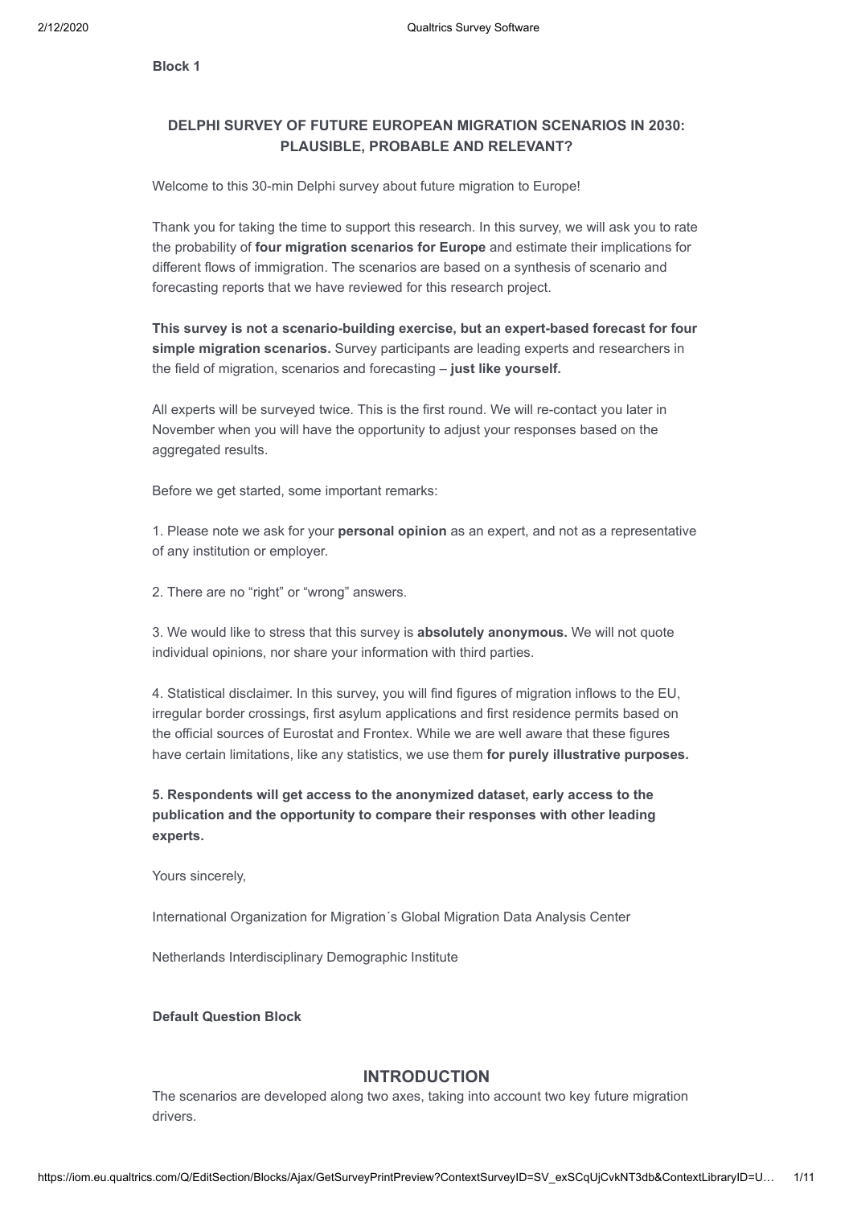**Block 1**

## DELPHI SURVEY OF FUTURE EUROPEAN MIGRATION SCENARIOS IN 2030: PLAUSIBLE, PROBABLE AND RELEVANT?

Welcome to this 30-min Delphi survey about future migration to Europe!

Thank you for taking the time to support this research. In this survey, we will ask you to rate the probability of **four migration scenarios for Europe** and estimate their implications for different flows of immigration. The scenarios are based on a synthesis of scenario and forecasting reports that we have reviewed for this research project.

**This survey is not a scenario-building exercise, but an expert-based forecast for four simple migration scenarios.** Survey participants are leading experts and researchers in the field of migration, scenarios and forecasting – **just like yourself.**

All experts will be surveyed twice. This is the first round. We will re-contact you later in November when you will have the opportunity to adjust your responses based on the aggregated results.

Before we get started, some important remarks:

1. Please note we ask for your **personal opinion** as an expert, and not as a representative of any institution or employer.

2. There are no “right” or “wrong” answers.

3. We would like to stress that this survey is **absolutely anonymous.** We will not quote individual opinions, nor share your information with third parties.

4. Statistical disclaimer. In this survey, you will find figures of migration inflows to the EU, irregular border crossings, first asylum applications and first residence permits based on the official sources of Eurostat and Frontex. While we are well aware that these figures have certain limitations, like any statistics, we use them **for purely illustrative purposes.**

**5. Respondents will get access to the anonymized dataset, early access to the publication and the opportunity to compare their responses with other leading experts.**

Yours sincerely,

International Organization for Migration´s Global Migration Data Analysis Center

Netherlands Interdisciplinary Demographic Institute

**Default Question Block**

## INTRODUCTION

The scenarios are developed along two axes, taking into account two key future migration drivers.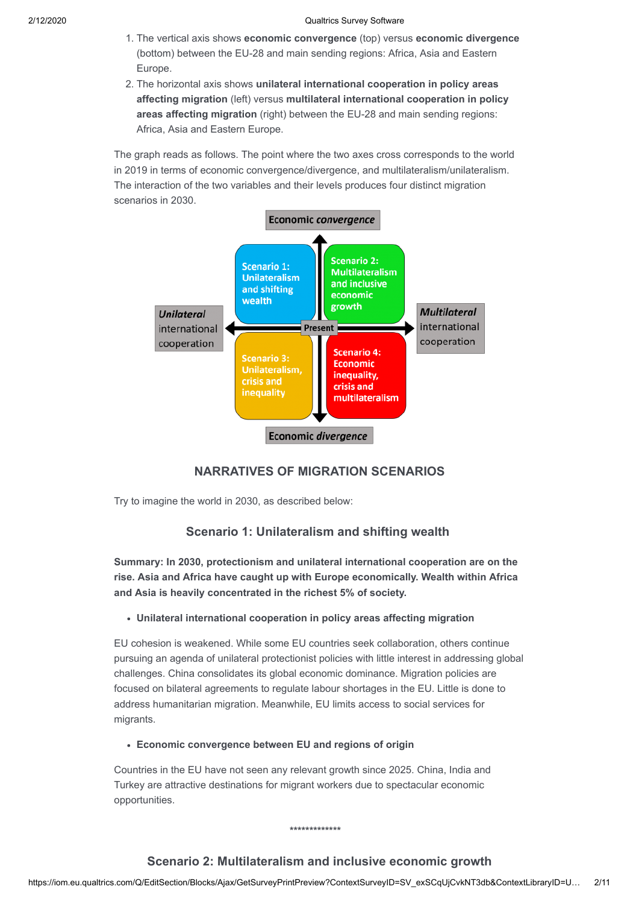1. The vertical axis shows **economic convergence** (top) versus **economic divergence** (bottom) between the EU-28 and main sending regions: Africa, Asia and Eastern Europe.
2. The horizontal axis shows **unilateral international cooperation in policy areas affecting migration** (left) versus **multilateral international cooperation in policy areas affecting migration** (right) between the EU-28 and main sending regions: Africa, Asia and Eastern Europe.

The graph reads as follows. The point where the two axes cross corresponds to the world in 2019 in terms of economic convergence/divergence, and multilateralism/unilateralism. The interaction of the two variables and their levels produces four distinct migration scenarios in 2030.

Economic *convergence*

Scenario 1: Unilateralism and shifting wealth

Scenario 2: Multilateralism and inclusive economic growth

*Unilateral* international cooperation

Present

*Multilateral* international cooperation

Scenario 3: Unilateralism, crisis and inequality

Scenario 4: Economic inequality, crisis and multilateralism

Economic *divergence*

## NARRATIVES OF MIGRATION SCENARIOS

Try to imagine the world in 2030, as described below:

### Scenario 1: Unilateralism and shifting wealth

**Summary: In 2030, protectionism and unilateral international cooperation are on the rise. Asia and Africa have caught up with Europe economically. Wealth within Africa and Asia is heavily concentrated in the richest 5% of society.**

- **Unilateral international cooperation in policy areas affecting migration**

EU cohesion is weakened. While some EU countries seek collaboration, others continue pursuing an agenda of unilateral protectionist policies with little interest in addressing global challenges. China consolidates its global economic dominance. Migration policies are focused on bilateral agreements to regulate labour shortages in the EU. Little is done to address humanitarian migration. Meanwhile, EU limits access to social services for migrants.

- **Economic convergence between EU and regions of origin**

Countries in the EU have not seen any relevant growth since 2025. China, India and Turkey are attractive destinations for migrant workers due to spectacular economic opportunities.

*************

### Scenario 2: Multilateralism and inclusive economic growth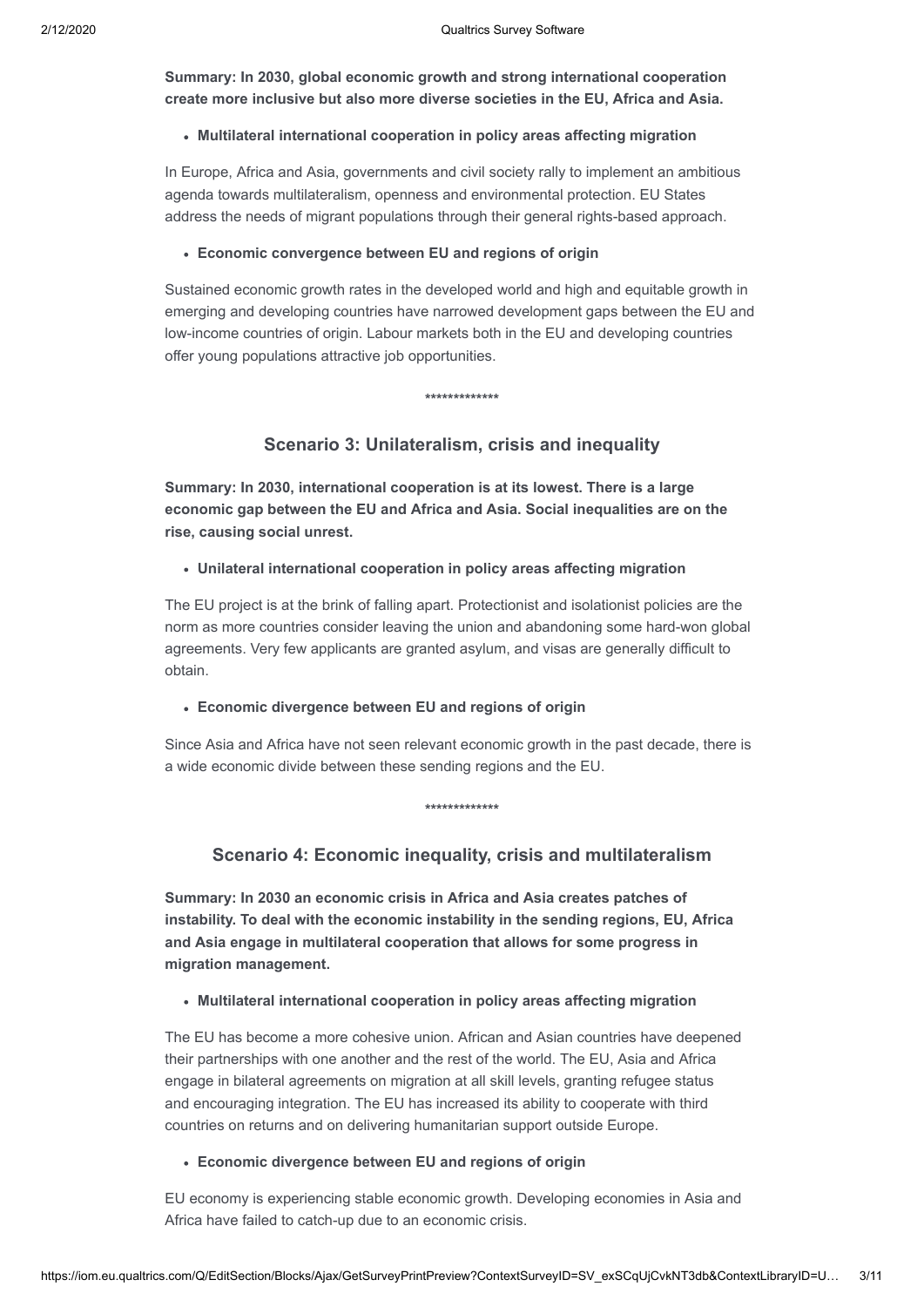**Summary: In 2030, global economic growth and strong international cooperation create more inclusive but also more diverse societies in the EU, Africa and Asia.**

- **Multilateral international cooperation in policy areas affecting migration**

In Europe, Africa and Asia, governments and civil society rally to implement an ambitious agenda towards multilateralism, openness and environmental protection. EU States address the needs of migrant populations through their general rights-based approach.

- **Economic convergence between EU and regions of origin**

Sustained economic growth rates in the developed world and high and equitable growth in emerging and developing countries have narrowed development gaps between the EU and low-income countries of origin. Labour markets both in the EU and developing countries offer young populations attractive job opportunities.

*************

## Scenario 3: Unilateralism, crisis and inequality

**Summary: In 2030, international cooperation is at its lowest. There is a large economic gap between the EU and Africa and Asia. Social inequalities are on the rise, causing social unrest.**

- **Unilateral international cooperation in policy areas affecting migration**

The EU project is at the brink of falling apart. Protectionist and isolationist policies are the norm as more countries consider leaving the union and abandoning some hard-won global agreements. Very few applicants are granted asylum, and visas are generally difficult to obtain.

- **Economic divergence between EU and regions of origin**

Since Asia and Africa have not seen relevant economic growth in the past decade, there is a wide economic divide between these sending regions and the EU.

*************

## Scenario 4: Economic inequality, crisis and multilateralism

**Summary: In 2030 an economic crisis in Africa and Asia creates patches of instability. To deal with the economic instability in the sending regions, EU, Africa and Asia engage in multilateral cooperation that allows for some progress in migration management.**

- **Multilateral international cooperation in policy areas affecting migration**

The EU has become a more cohesive union. African and Asian countries have deepened their partnerships with one another and the rest of the world. The EU, Asia and Africa engage in bilateral agreements on migration at all skill levels, granting refugee status and encouraging integration. The EU has increased its ability to cooperate with third countries on returns and on delivering humanitarian support outside Europe.

- **Economic divergence between EU and regions of origin**

EU economy is experiencing stable economic growth. Developing economies in Asia and Africa have failed to catch-up due to an economic crisis.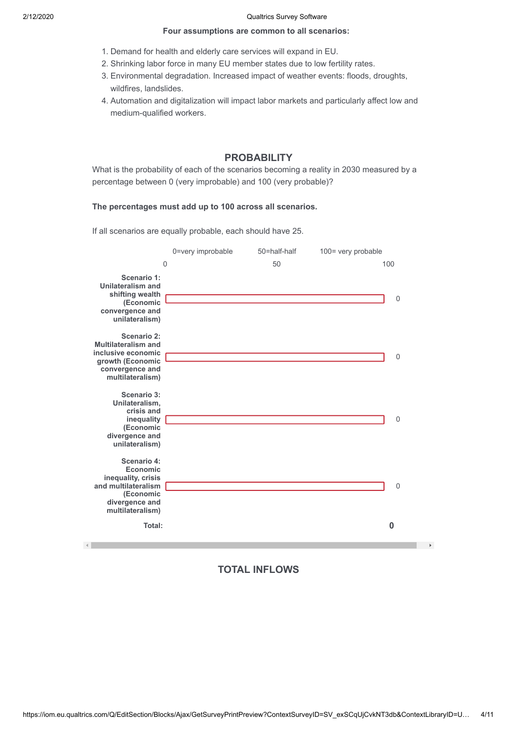**Four assumptions are common to all scenarios:**

1. Demand for health and elderly care services will expand in EU.
2. Shrinking labor force in many EU member states due to low fertility rates.
3. Environmental degradation. Increased impact of weather events: floods, droughts, wildfires, landslides.
4. Automation and digitalization will impact labor markets and particularly affect low and medium-qualified workers.

## PROBABILITY

What is the probability of each of the scenarios becoming a reality in 2030 measured by a percentage between 0 (very improbable) and 100 (very probable)?

**The percentages must add up to 100 across all scenarios.**

If all scenarios are equally probable, each should have 25.

| | 0=very improbable (0) | 50=half-half (50) | 100= very probable (100) | |
|---|---|---|---|---|
| **Scenario 1: Unilateralism and shifting wealth (Economic convergence and unilateralism)** | | | | 0 |
| **Scenario 2: Multilateralism and inclusive economic growth (Economic convergence and multilateralism)** | | | | 0 |
| **Scenario 3: Unilateralism, crisis and inequality (Economic divergence and unilateralism)** | | | | 0 |
| **Scenario 4: Economic inequality, crisis and multilateralism (Economic divergence and multilateralism)** | | | | 0 |
| **Total:** | | | | **0** |

## TOTAL INFLOWS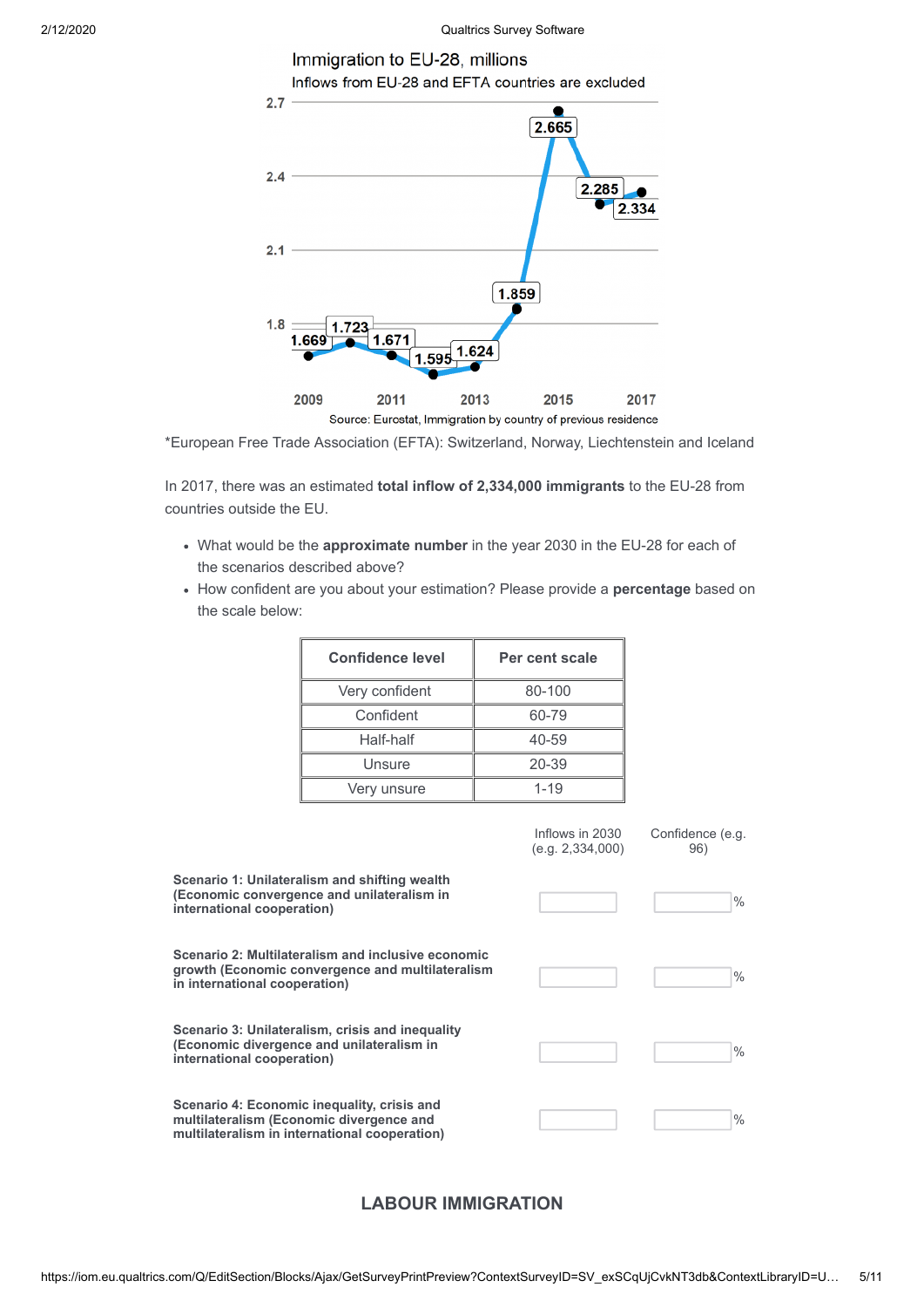Immigration to EU-28, millions

Inflows from EU-28 and EFTA countries are excluded

| Year | Value |
|---|---|
| 2009 | 1.669 |
| 2010 | 1.723 |
| 2011 | 1.671 |
| 2012 | 1.595 |
| 2013 | 1.624 |
| 2014 | 1.859 |
| 2015 | 2.665 |
| 2016 | 2.285 |
| 2017 | 2.334 |

Source: Eurostat, Immigration by country of previous residence

*European Free Trade Association (EFTA): Switzerland, Norway, Liechtenstein and Iceland

In 2017, there was an estimated **total inflow of 2,334,000 immigrants** to the EU-28 from countries outside the EU.

- What would be the **approximate number** in the year 2030 in the EU-28 for each of the scenarios described above?
- How confident are you about your estimation? Please provide a **percentage** based on the scale below:

| Confidence level | Per cent scale |
|---|---|
| Very confident | 80-100 |
| Confident | 60-79 |
| Half-half | 40-59 |
| Unsure | 20-39 |
| Very unsure | 1-19 |

| | Inflows in 2030 (e.g. 2,334,000) | Confidence (e.g. 96) |
|---|---|---|
| **Scenario 1: Unilateralism and shifting wealth (Economic convergence and unilateralism in international cooperation)** | | % |
| **Scenario 2: Multilateralism and inclusive economic growth (Economic convergence and multilateralism in international cooperation)** | | % |
| **Scenario 3: Unilateralism, crisis and inequality (Economic divergence and unilateralism in international cooperation)** | | % |
| **Scenario 4: Economic inequality, crisis and multilateralism (Economic divergence and multilateralism in international cooperation)** | | % |

## LABOUR IMMIGRATION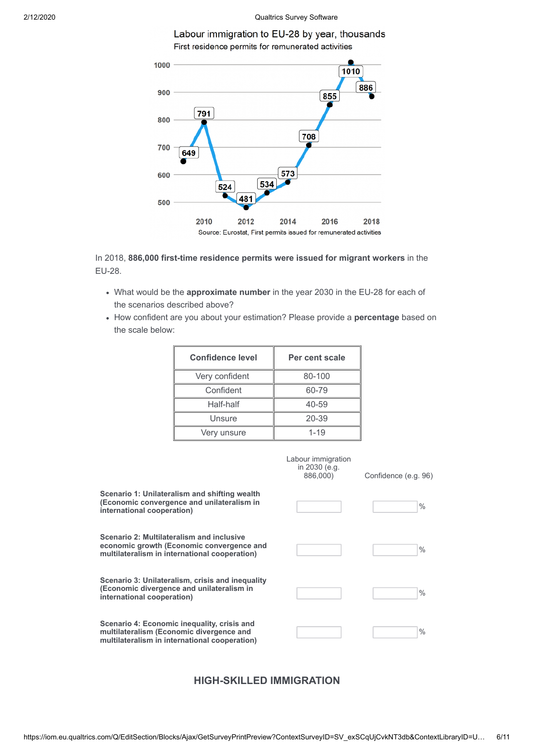Labour immigration to EU-28 by year, thousands

First residence permits for remunerated activities

| Year | Thousands |
|---|---|
| 2009 | 649 |
| 2010 | 791 |
| 2011 | 524 |
| 2012 | 481 |
| 2013 | 534 |
| 2014 | 573 |
| 2015 | 708 |
| 2016 | 855 |
| 2017 | 1010 |
| 2018 | 886 |

Source: Eurostat, First permits issued for remunerated activities

In 2018, **886,000 first-time residence permits were issued for migrant workers** in the EU-28.

- What would be the **approximate number** in the year 2030 in the EU-28 for each of the scenarios described above?
- How confident are you about your estimation? Please provide a **percentage** based on the scale below:

| Confidence level | Per cent scale |
|---|---|
| Very confident | 80-100 |
| Confident | 60-79 |
| Half-half | 40-59 |
| Unsure | 20-39 |
| Very unsure | 1-19 |

| | Labour immigration in 2030 (e.g. 886,000) | Confidence (e.g. 96) |
|---|---|---|
| **Scenario 1: Unilateralism and shifting wealth (Economic convergence and unilateralism in international cooperation)** | | % |
| **Scenario 2: Multilateralism and inclusive economic growth (Economic convergence and multilateralism in international cooperation)** | | % |
| **Scenario 3: Unilateralism, crisis and inequality (Economic divergence and unilateralism in international cooperation)** | | % |
| **Scenario 4: Economic inequality, crisis and multilateralism (Economic divergence and multilateralism in international cooperation)** | | % |

## HIGH-SKILLED IMMIGRATION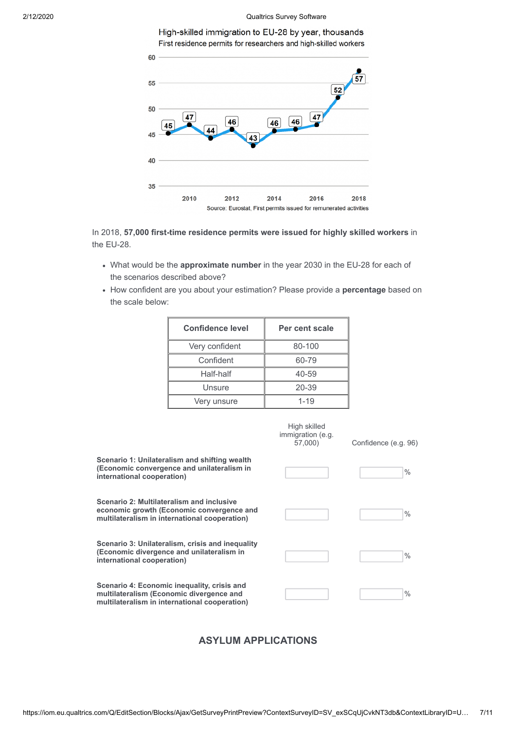High-skilled immigration to EU-28 by year, thousands

First residence permits for researchers and high-skilled workers

Source: Eurostat, First permits issued for remunerated activities

In 2018, **57,000 first-time residence permits were issued for highly skilled workers** in the EU-28.

- What would be the **approximate number** in the year 2030 in the EU-28 for each of the scenarios described above?
- How confident are you about your estimation? Please provide a **percentage** based on the scale below:

| Confidence level | Per cent scale |
|---|---|
| Very confident | 80-100 |
| Confident | 60-79 |
| Half-half | 40-59 |
| Unsure | 20-39 |
| Very unsure | 1-19 |

| | High skilled immigration (e.g. 57,000) | Confidence (e.g. 96) |
|---|---|---|
| **Scenario 1: Unilateralism and shifting wealth (Economic convergence and unilateralism in international cooperation)** | | % |
| **Scenario 2: Multilateralism and inclusive economic growth (Economic convergence and multilateralism in international cooperation)** | | % |
| **Scenario 3: Unilateralism, crisis and inequality (Economic divergence and unilateralism in international cooperation)** | | % |
| **Scenario 4: Economic inequality, crisis and multilateralism (Economic divergence and multilateralism in international cooperation)** | | % |

## ASYLUM APPLICATIONS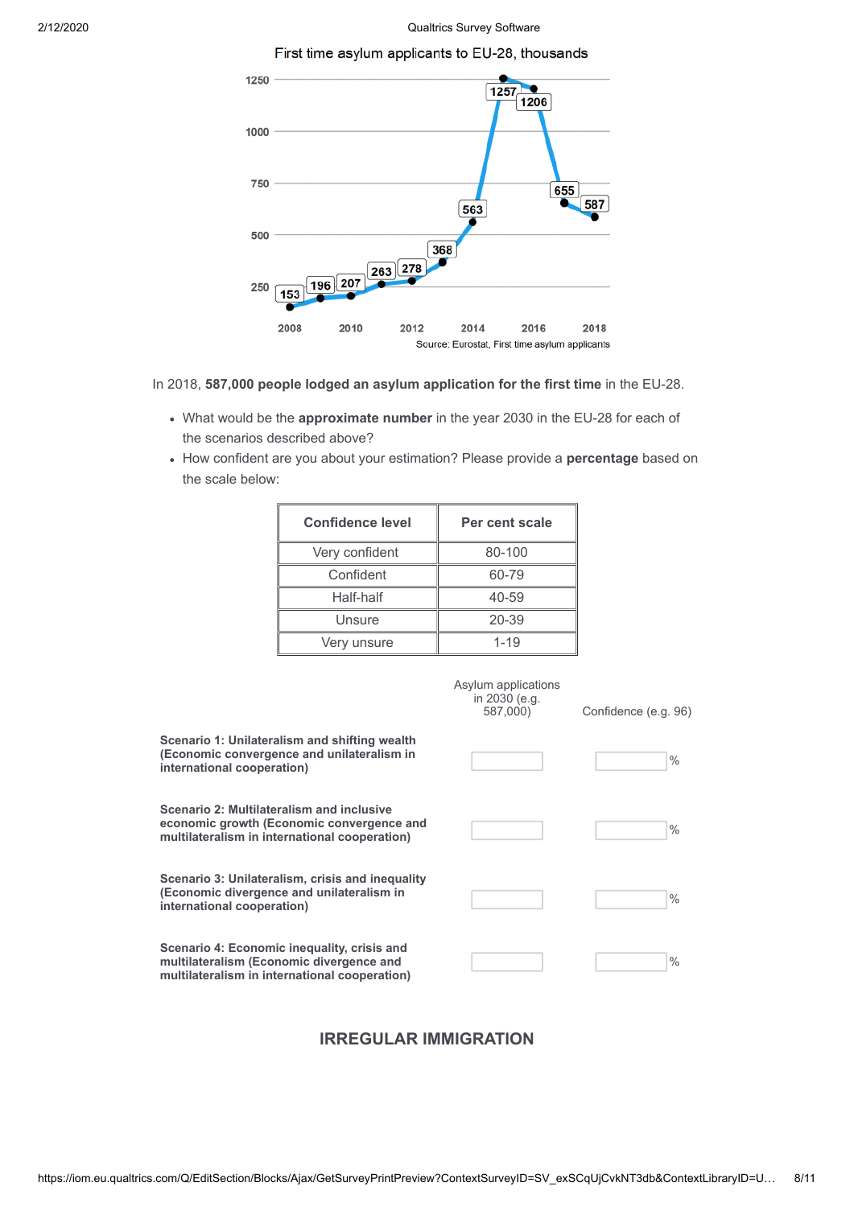First time asylum applicants to EU-28, thousands

| Year | 2008 | 2009 | 2010 | 2011 | 2012 | 2013 | 2014 | 2015 | 2016 | 2017 | 2018 |
|---|---|---|---|---|---|---|---|---|---|---|---|
| Applicants (thousands) | 153 | 196 | 207 | 263 | 278 | 368 | 563 | 1257 | 1206 | 655 | 587 |

Source: Eurostat, First time asylum applicants

In 2018, **587,000 people lodged an asylum application for the first time** in the EU-28.

- What would be the **approximate number** in the year 2030 in the EU-28 for each of the scenarios described above?
- How confident are you about your estimation? Please provide a **percentage** based on the scale below:

| Confidence level | Per cent scale |
|---|---|
| Very confident | 80-100 |
| Confident | 60-79 |
| Half-half | 40-59 |
| Unsure | 20-39 |
| Very unsure | 1-19 |

| | Asylum applications in 2030 (e.g. 587,000) | Confidence (e.g. 96) |
|---|---|---|
| **Scenario 1: Unilateralism and shifting wealth (Economic convergence and unilateralism in international cooperation)** | | % |
| **Scenario 2: Multilateralism and inclusive economic growth (Economic convergence and multilateralism in international cooperation)** | | % |
| **Scenario 3: Unilateralism, crisis and inequality (Economic divergence and unilateralism in international cooperation)** | | % |
| **Scenario 4: Economic inequality, crisis and multilateralism (Economic divergence and multilateralism in international cooperation)** | | % |

## IRREGULAR IMMIGRATION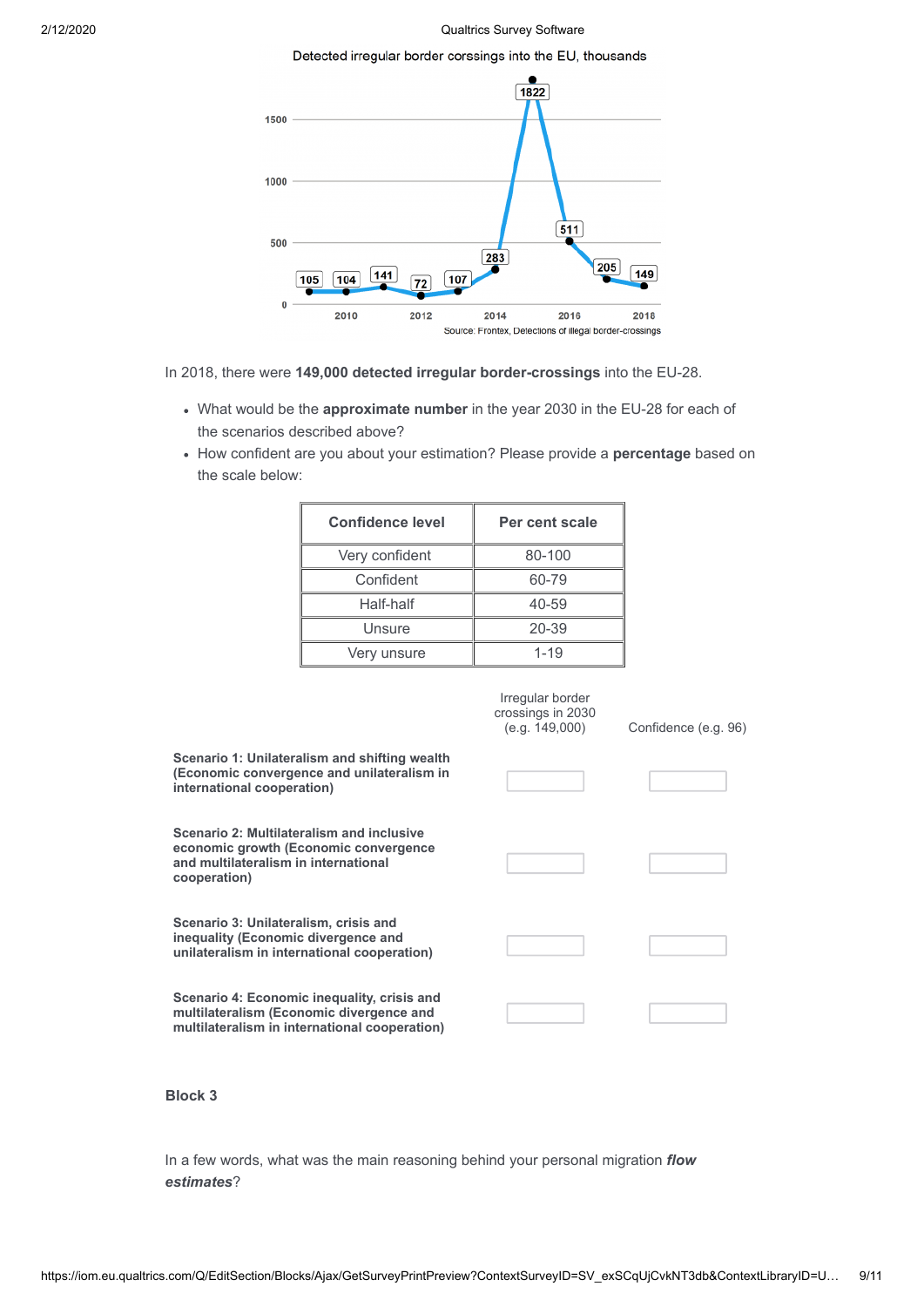Detected irregular border corssings into the EU, thousands

Source: Frontex, Detections of illegal border-crossings

In 2018, there were **149,000 detected irregular border-crossings** into the EU-28.

- What would be the **approximate number** in the year 2030 in the EU-28 for each of the scenarios described above?
- How confident are you about your estimation? Please provide a **percentage** based on the scale below:

| Confidence level | Per cent scale |
|---|---|
| Very confident | 80-100 |
| Confident | 60-79 |
| Half-half | 40-59 |
| Unsure | 20-39 |
| Very unsure | 1-19 |

| | Irregular border crossings in 2030 (e.g. 149,000) | Confidence (e.g. 96) |
|---|---|---|
| **Scenario 1: Unilateralism and shifting wealth (Economic convergence and unilateralism in international cooperation)** | | |
| **Scenario 2: Multilateralism and inclusive economic growth (Economic convergence and multilateralism in international cooperation)** | | |
| **Scenario 3: Unilateralism, crisis and inequality (Economic divergence and unilateralism in international cooperation)** | | |
| **Scenario 4: Economic inequality, crisis and multilateralism (Economic divergence and multilateralism in international cooperation)** | | |

**Block 3**

In a few words, what was the main reasoning behind your personal migration ***flow estimates***?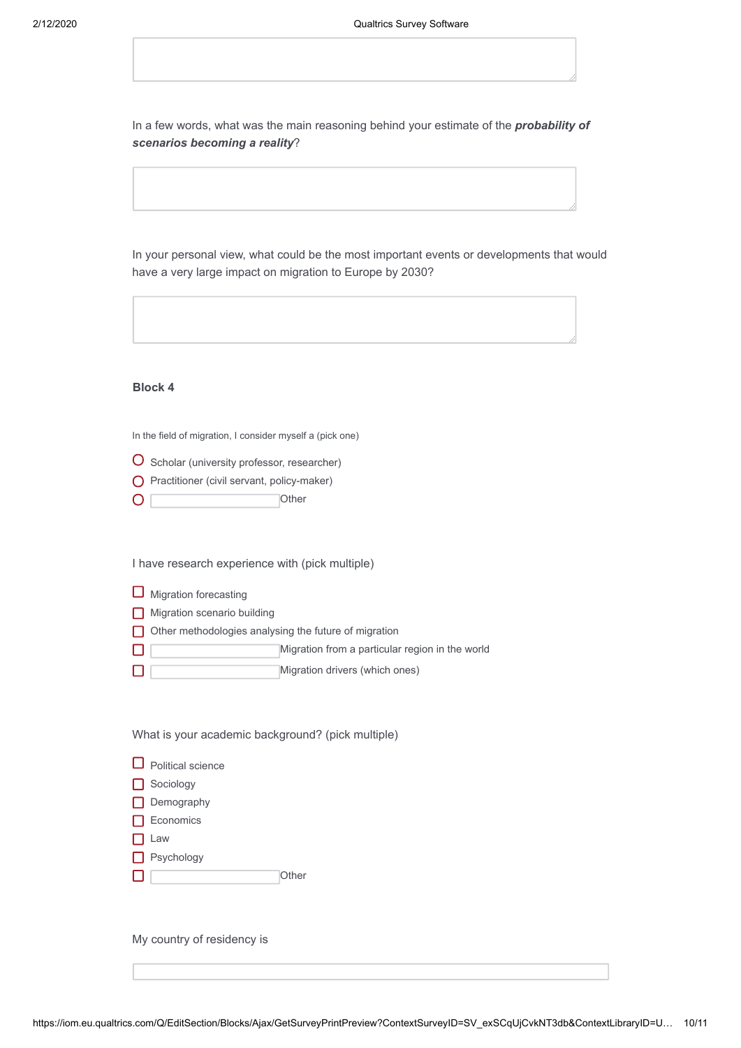In a few words, what was the main reasoning behind your estimate of the ***probability of scenarios becoming a reality***?

In your personal view, what could be the most important events or developments that would have a very large impact on migration to Europe by 2030?

**Block 4**

In the field of migration, I consider myself a (pick one)

- ○ Scholar (university professor, researcher)
- ○ Practitioner (civil servant, policy-maker)
- ○ Other

I have research experience with (pick multiple)

- ☐ Migration forecasting
- ☐ Migration scenario building
- ☐ Other methodologies analysing the future of migration
- ☐ Migration from a particular region in the world
- ☐ Migration drivers (which ones)

What is your academic background? (pick multiple)

- ☐ Political science
- ☐ Sociology
- ☐ Demography
- ☐ Economics
- ☐ Law
- ☐ Psychology
- ☐ Other

My country of residency is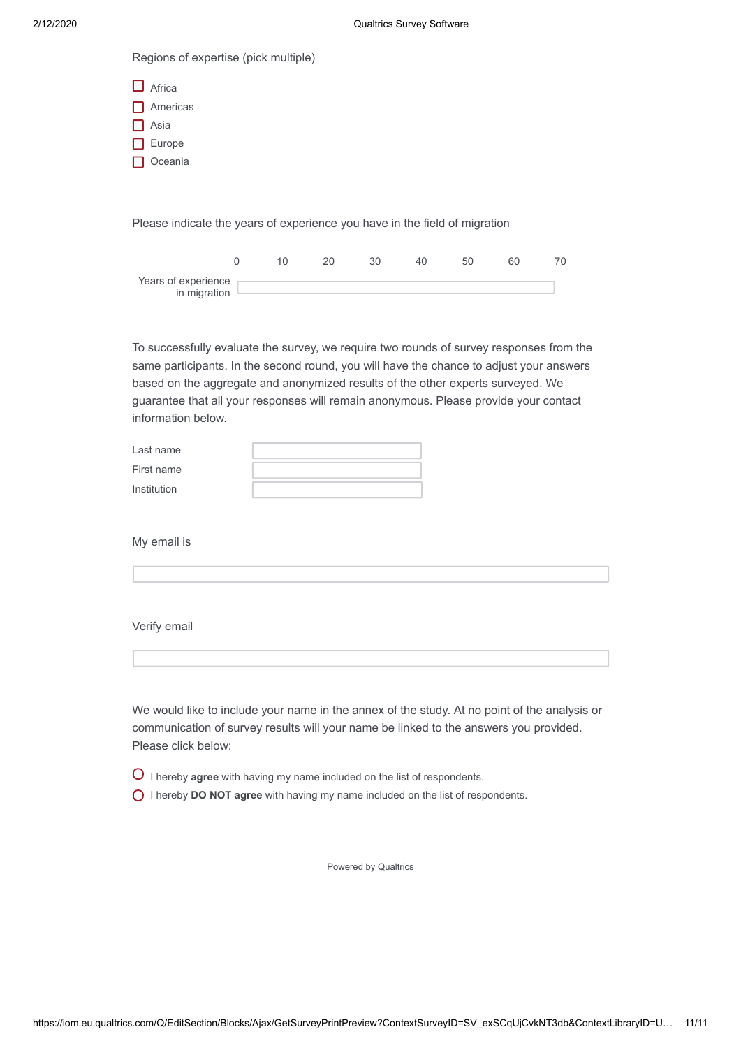Regions of expertise (pick multiple)

- [ ] Africa
- [ ] Americas
- [ ] Asia
- [ ] Europe
- [ ] Oceania

Please indicate the years of experience you have in the field of migration

| | 0 | 10 | 20 | 30 | 40 | 50 | 60 | 70 |
|---|---|---|---|---|---|---|---|---|
| Years of experience in migration | | | | | | | | |

To successfully evaluate the survey, we require two rounds of survey responses from the same participants. In the second round, you will have the chance to adjust your answers based on the aggregate and anonymized results of the other experts surveyed. We guarantee that all your responses will remain anonymous. Please provide your contact information below.

| | |
|---|---|
| Last name | |
| First name | |
| Institution | |

My email is

Verify email

We would like to include your name in the annex of the study. At no point of the analysis or communication of survey results will your name be linked to the answers you provided. Please click below:

- ○ I hereby **agree** with having my name included on the list of respondents.
- ○ I hereby **DO NOT agree** with having my name included on the list of respondents.

Powered by Qualtrics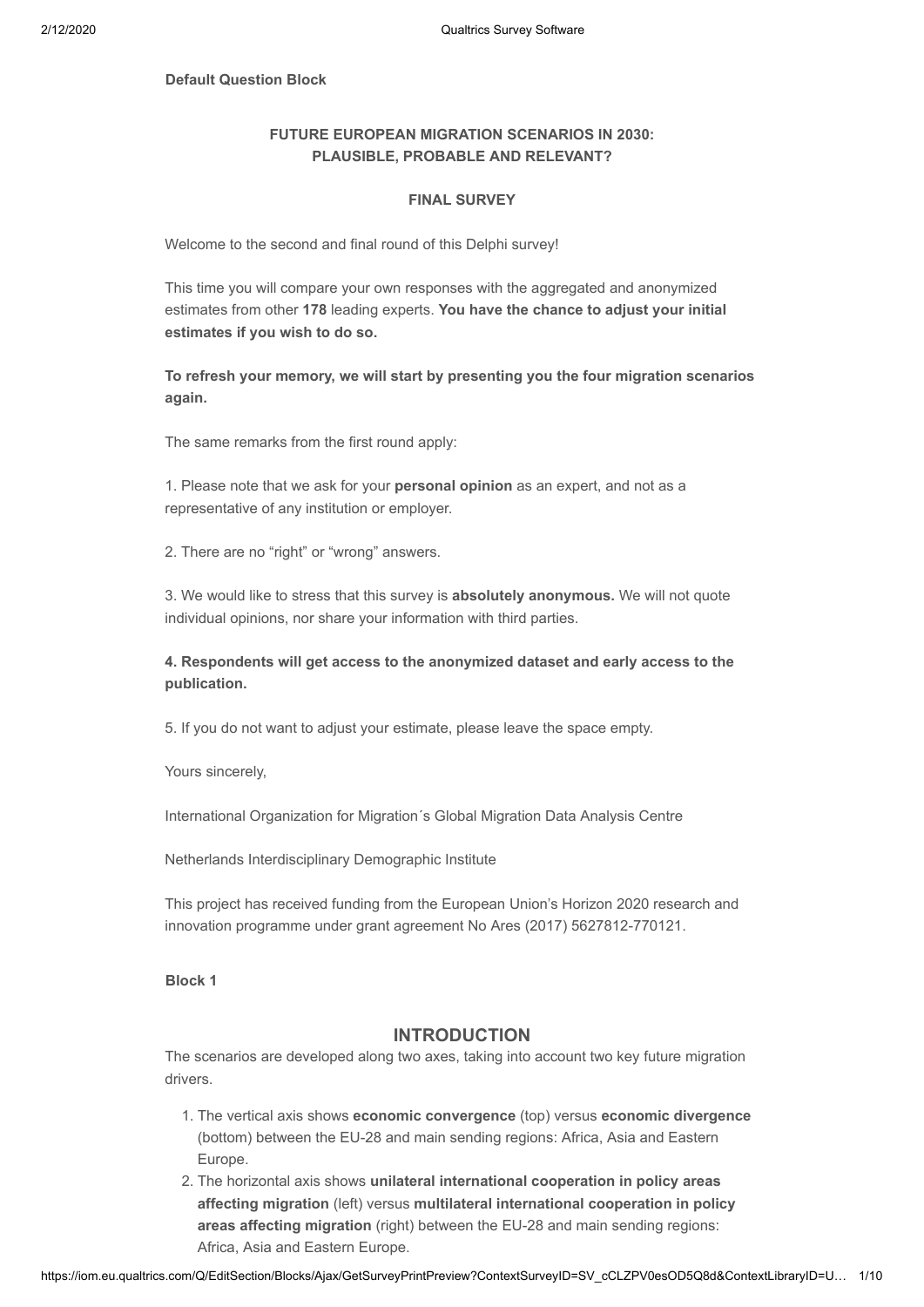**Default Question Block**

**FUTURE EUROPEAN MIGRATION SCENARIOS IN 2030:
PLAUSIBLE, PROBABLE AND RELEVANT?**

**FINAL SURVEY**

Welcome to the second and final round of this Delphi survey!

This time you will compare your own responses with the aggregated and anonymized estimates from other **178** leading experts. **You have the chance to adjust your initial estimates if you wish to do so.**

**To refresh your memory, we will start by presenting you the four migration scenarios again.**

The same remarks from the first round apply:

1. Please note that we ask for your **personal opinion** as an expert, and not as a representative of any institution or employer.

2. There are no "right" or "wrong" answers.

3. We would like to stress that this survey is **absolutely anonymous.** We will not quote individual opinions, nor share your information with third parties.

**4. Respondents will get access to the anonymized dataset and early access to the publication.**

5. If you do not want to adjust your estimate, please leave the space empty.

Yours sincerely,

International Organization for Migration´s Global Migration Data Analysis Centre

Netherlands Interdisciplinary Demographic Institute

This project has received funding from the European Union's Horizon 2020 research and innovation programme under grant agreement No Ares (2017) 5627812-770121.

**Block 1**

## INTRODUCTION

The scenarios are developed along two axes, taking into account two key future migration drivers.

1. The vertical axis shows **economic convergence** (top) versus **economic divergence** (bottom) between the EU-28 and main sending regions: Africa, Asia and Eastern Europe.
2. The horizontal axis shows **unilateral international cooperation in policy areas affecting migration** (left) versus **multilateral international cooperation in policy areas affecting migration** (right) between the EU-28 and main sending regions: Africa, Asia and Eastern Europe.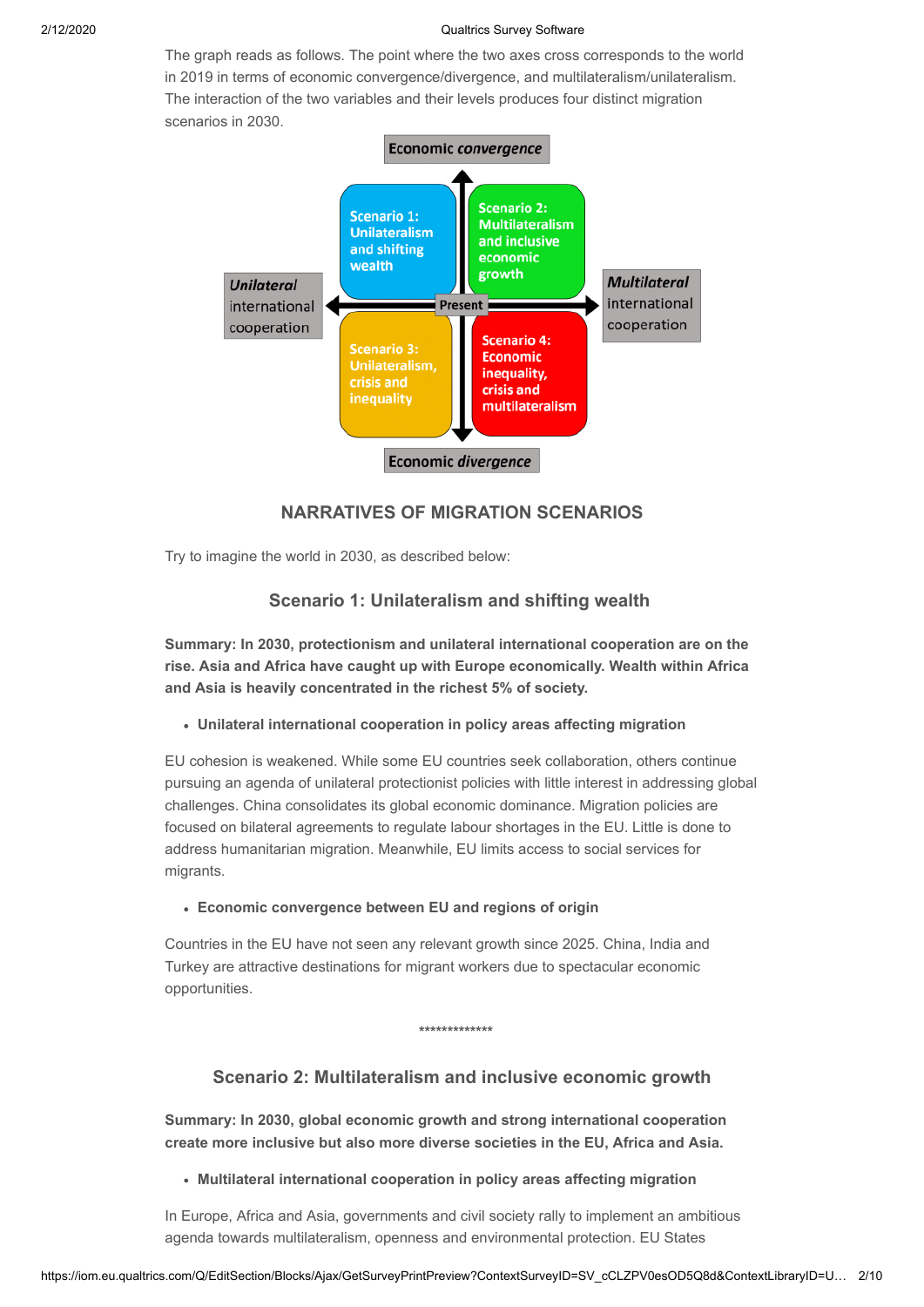The graph reads as follows. The point where the two axes cross corresponds to the world in 2019 in terms of economic convergence/divergence, and multilateralism/unilateralism. The interaction of the two variables and their levels produces four distinct migration scenarios in 2030.

Economic *convergence*

| | |
|---|---|
| Scenario 1: Unilateralism and shifting wealth | Scenario 2: Multilateralism and inclusive economic growth |
| Scenario 3: Unilateralism, crisis and inequality | Scenario 4: Economic inequality, crisis and multilateralism |

*Unilateral* international cooperation — Present — *Multilateral* international cooperation

Economic *divergence*

## NARRATIVES OF MIGRATION SCENARIOS

Try to imagine the world in 2030, as described below:

### Scenario 1: Unilateralism and shifting wealth

**Summary: In 2030, protectionism and unilateral international cooperation are on the rise. Asia and Africa have caught up with Europe economically. Wealth within Africa and Asia is heavily concentrated in the richest 5% of society.**

- **Unilateral international cooperation in policy areas affecting migration**

EU cohesion is weakened. While some EU countries seek collaboration, others continue pursuing an agenda of unilateral protectionist policies with little interest in addressing global challenges. China consolidates its global economic dominance. Migration policies are focused on bilateral agreements to regulate labour shortages in the EU. Little is done to address humanitarian migration. Meanwhile, EU limits access to social services for migrants.

- **Economic convergence between EU and regions of origin**

Countries in the EU have not seen any relevant growth since 2025. China, India and Turkey are attractive destinations for migrant workers due to spectacular economic opportunities.

*************

### Scenario 2: Multilateralism and inclusive economic growth

**Summary: In 2030, global economic growth and strong international cooperation create more inclusive but also more diverse societies in the EU, Africa and Asia.**

- **Multilateral international cooperation in policy areas affecting migration**

In Europe, Africa and Asia, governments and civil society rally to implement an ambitious agenda towards multilateralism, openness and environmental protection. EU States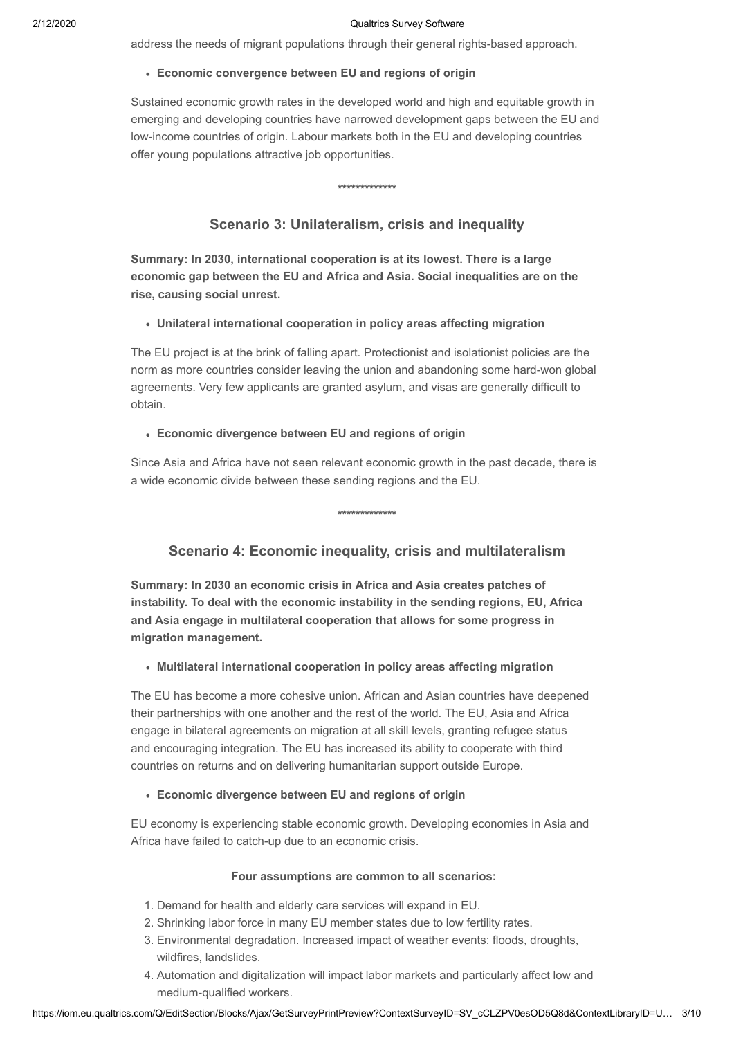address the needs of migrant populations through their general rights-based approach.

- **Economic convergence between EU and regions of origin**

Sustained economic growth rates in the developed world and high and equitable growth in emerging and developing countries have narrowed development gaps between the EU and low-income countries of origin. Labour markets both in the EU and developing countries offer young populations attractive job opportunities.

*************

## Scenario 3: Unilateralism, crisis and inequality

**Summary: In 2030, international cooperation is at its lowest. There is a large economic gap between the EU and Africa and Asia. Social inequalities are on the rise, causing social unrest.**

- **Unilateral international cooperation in policy areas affecting migration**

The EU project is at the brink of falling apart. Protectionist and isolationist policies are the norm as more countries consider leaving the union and abandoning some hard-won global agreements. Very few applicants are granted asylum, and visas are generally difficult to obtain.

- **Economic divergence between EU and regions of origin**

Since Asia and Africa have not seen relevant economic growth in the past decade, there is a wide economic divide between these sending regions and the EU.

*************

## Scenario 4: Economic inequality, crisis and multilateralism

**Summary: In 2030 an economic crisis in Africa and Asia creates patches of instability. To deal with the economic instability in the sending regions, EU, Africa and Asia engage in multilateral cooperation that allows for some progress in migration management.**

- **Multilateral international cooperation in policy areas affecting migration**

The EU has become a more cohesive union. African and Asian countries have deepened their partnerships with one another and the rest of the world. The EU, Asia and Africa engage in bilateral agreements on migration at all skill levels, granting refugee status and encouraging integration. The EU has increased its ability to cooperate with third countries on returns and on delivering humanitarian support outside Europe.

- **Economic divergence between EU and regions of origin**

EU economy is experiencing stable economic growth. Developing economies in Asia and Africa have failed to catch-up due to an economic crisis.

**Four assumptions are common to all scenarios:**

1. Demand for health and elderly care services will expand in EU.
2. Shrinking labor force in many EU member states due to low fertility rates.
3. Environmental degradation. Increased impact of weather events: floods, droughts, wildfires, landslides.
4. Automation and digitalization will impact labor markets and particularly affect low and medium-qualified workers.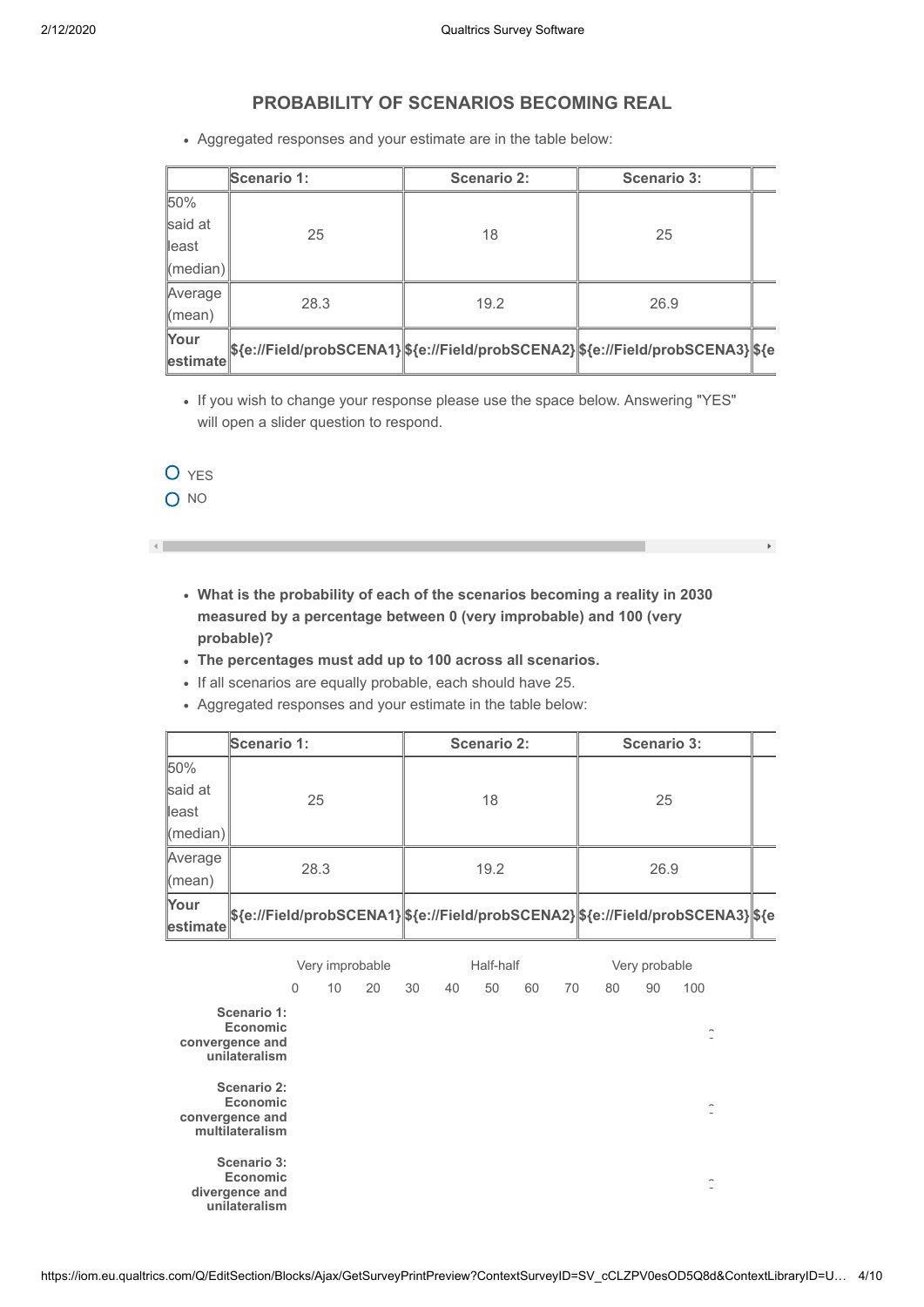## PROBABILITY OF SCENARIOS BECOMING REAL

- Aggregated responses and your estimate are in the table below:

| | Scenario 1: | Scenario 2: | Scenario 3: | |
|---|---|---|---|---|
| 50% said at least (median) | 25 | 18 | 25 | |
| Average (mean) | 28.3 | 19.2 | 26.9 | |
| **Your estimate** | **${e://Field/probSCENA1}** | **${e://Field/probSCENA2}** | **${e://Field/probSCENA3}** | **${e** |

- If you wish to change your response please use the space below. Answering "YES" will open a slider question to respond.

- YES
- NO

- **What is the probability of each of the scenarios becoming a reality in 2030 measured by a percentage between 0 (very improbable) and 100 (very probable)?**
- **The percentages must add up to 100 across all scenarios.**
- If all scenarios are equally probable, each should have 25.
- Aggregated responses and your estimate in the table below:

| | Scenario 1: | Scenario 2: | Scenario 3: | |
|---|---|---|---|---|
| 50% said at least (median) | 25 | 18 | 25 | |
| Average (mean) | 28.3 | 19.2 | 26.9 | |
| **Your estimate** | **${e://Field/probSCENA1}** | **${e://Field/probSCENA2}** | **${e://Field/probSCENA3}** | **${e** |

| | Very improbable | | | | | Half-half | | | | Very probable | |
|---|---|---|---|---|---|---|---|---|---|---|---|
| | 0 | 10 | 20 | 30 | 40 | 50 | 60 | 70 | 80 | 90 | 100 |
| **Scenario 1: Economic convergence and unilateralism** | | | | | | | | | | | |
| **Scenario 2: Economic convergence and multilateralism** | | | | | | | | | | | |
| **Scenario 3: Economic divergence and unilateralism** | | | | | | | | | | | |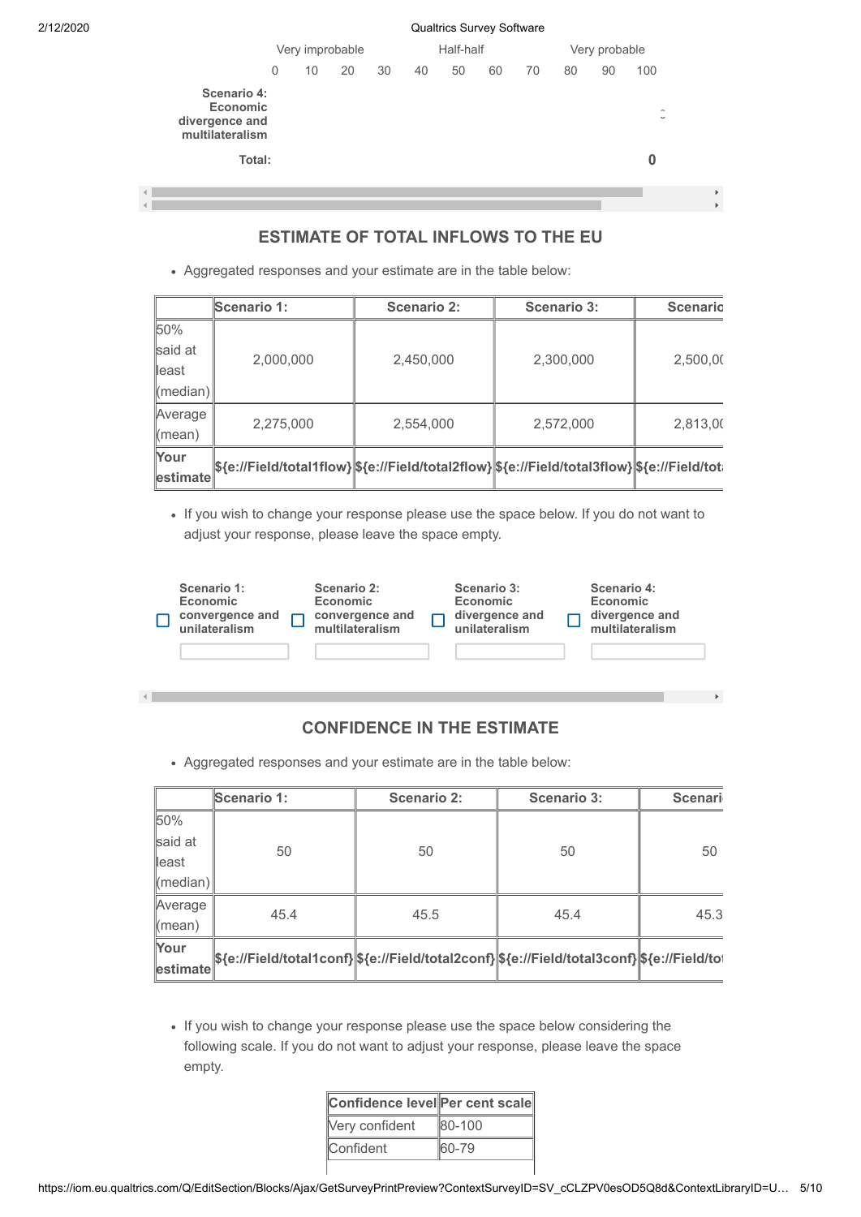| | Very improbable | | | | Half-half | | | | Very probable | | |
|---|---|---|---|---|---|---|---|---|---|---|---|
| | 0 | 10 | 20 | 30 | 40 | 50 | 60 | 70 | 80 | 90 | 100 |
| **Scenario 4: Economic divergence and multilateralism** | | | | | | | | | | | |
| **Total:** | | | | | | | | | | | 0 |

## ESTIMATE OF TOTAL INFLOWS TO THE EU

- Aggregated responses and your estimate are in the table below:

| | Scenario 1: | Scenario 2: | Scenario 3: | Scenario |
|---|---|---|---|---|
| 50% said at least (median) | 2,000,000 | 2,450,000 | 2,300,000 | 2,500,00 |
| Average (mean) | 2,275,000 | 2,554,000 | 2,572,000 | 2,813,00 |
| **Your estimate** | **${e://Field/total1flow}** | **${e://Field/total2flow}** | **${e://Field/total3flow}** | **${e://Field/tot** |

- If you wish to change your response please use the space below. If you do not want to adjust your response, please leave the space empty.

| **Scenario 1: Economic convergence and unilateralism** | **Scenario 2: Economic convergence and multilateralism** | **Scenario 3: Economic divergence and unilateralism** | **Scenario 4: Economic divergence and multilateralism** |
|---|---|---|---|
| | | | |

## CONFIDENCE IN THE ESTIMATE

- Aggregated responses and your estimate are in the table below:

| | Scenario 1: | Scenario 2: | Scenario 3: | Scenari |
|---|---|---|---|---|
| 50% said at least (median) | 50 | 50 | 50 | 50 |
| Average (mean) | 45.4 | 45.5 | 45.4 | 45.3 |
| **Your estimate** | **${e://Field/total1conf}** | **${e://Field/total2conf}** | **${e://Field/total3conf}** | **${e://Field/to** |

- If you wish to change your response please use the space below considering the following scale. If you do not want to adjust your response, please leave the space empty.

| Confidence level | Per cent scale |
|---|---|
| Very confident | 80-100 |
| Confident | 60-79 |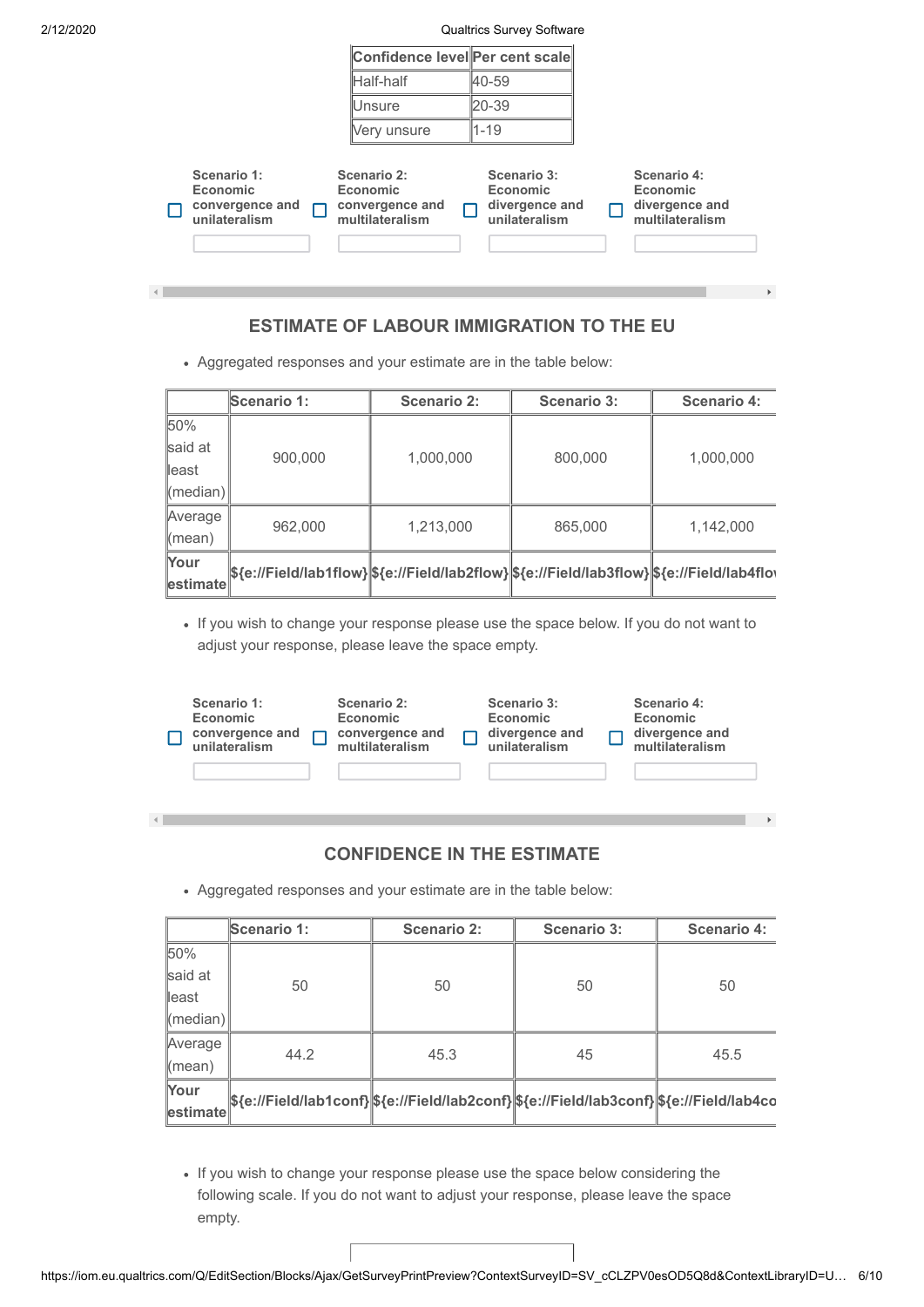| Confidence level | Per cent scale |
|---|---|
| Half-half | 40-59 |
| Unsure | 20-39 |
| Very unsure | 1-19 |

- ☐ **Scenario 1: Economic convergence and unilateralism**
- ☐ **Scenario 2: Economic convergence and multilateralism**
- ☐ **Scenario 3: Economic divergence and unilateralism**
- ☐ **Scenario 4: Economic divergence and multilateralism**

## ESTIMATE OF LABOUR IMMIGRATION TO THE EU

- Aggregated responses and your estimate are in the table below:

| | Scenario 1: | Scenario 2: | Scenario 3: | Scenario 4: |
|---|---|---|---|---|
| 50% said at least (median) | 900,000 | 1,000,000 | 800,000 | 1,000,000 |
| Average (mean) | 962,000 | 1,213,000 | 865,000 | 1,142,000 |
| **Your estimate** | **${e://Field/lab1flow}** | **${e://Field/lab2flow}** | **${e://Field/lab3flow}** | **${e://Field/lab4flo** |

- If you wish to change your response please use the space below. If you do not want to adjust your response, please leave the space empty.

- ☐ **Scenario 1: Economic convergence and unilateralism**
- ☐ **Scenario 2: Economic convergence and multilateralism**
- ☐ **Scenario 3: Economic divergence and unilateralism**
- ☐ **Scenario 4: Economic divergence and multilateralism**

## CONFIDENCE IN THE ESTIMATE

- Aggregated responses and your estimate are in the table below:

| | Scenario 1: | Scenario 2: | Scenario 3: | Scenario 4: |
|---|---|---|---|---|
| 50% said at least (median) | 50 | 50 | 50 | 50 |
| Average (mean) | 44.2 | 45.3 | 45 | 45.5 |
| **Your estimate** | **${e://Field/lab1conf}** | **${e://Field/lab2conf}** | **${e://Field/lab3conf}** | **${e://Field/lab4co** |

- If you wish to change your response please use the space below considering the following scale. If you do not want to adjust your response, please leave the space empty.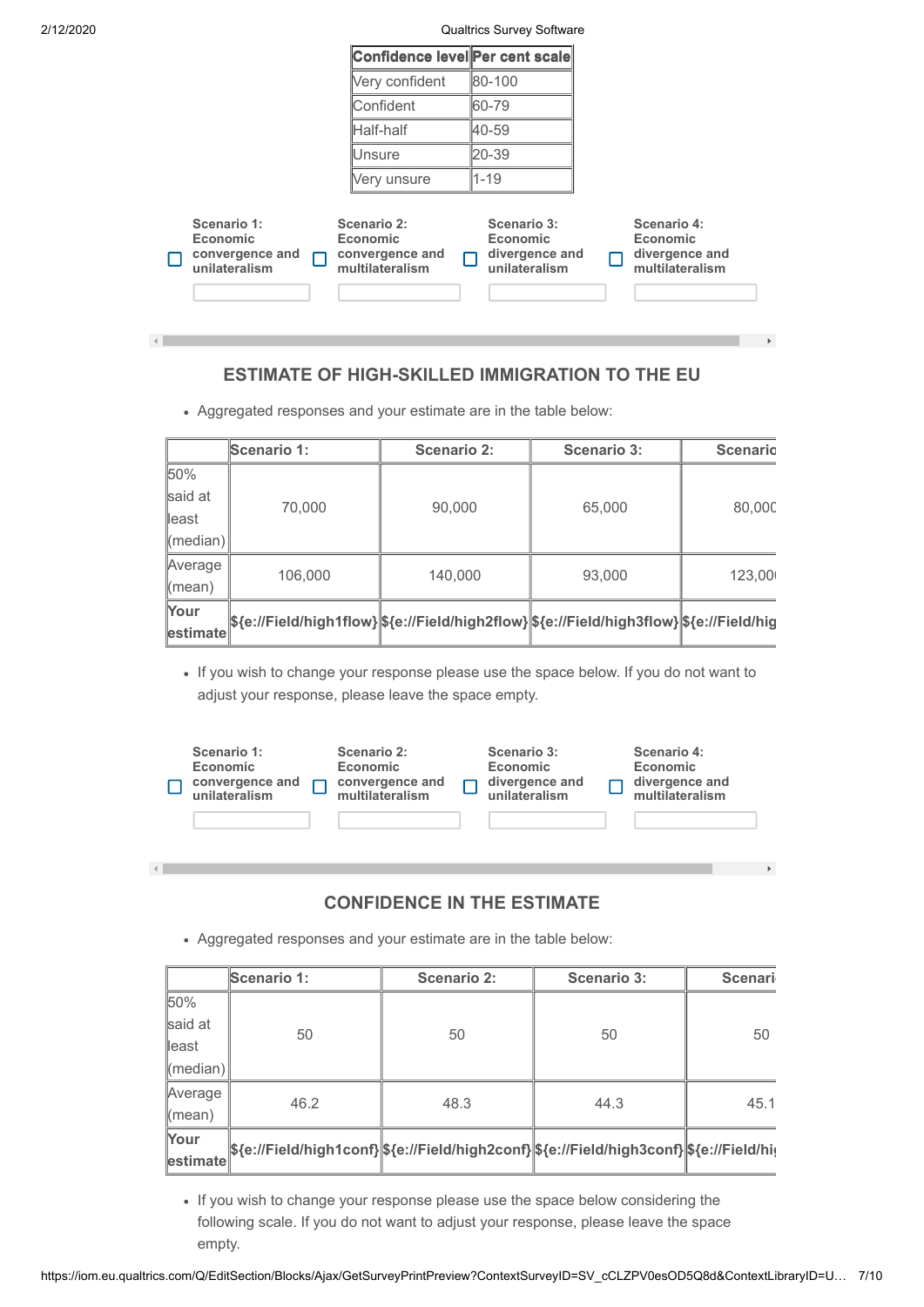| Confidence level | Per cent scale |
| --- | --- |
| Very confident | 80-100 |
| Confident | 60-79 |
| Half-half | 40-59 |
| Unsure | 20-39 |
| Very unsure | 1-19 |

☐ **Scenario 1: Economic convergence and unilateralism** ☐ **Scenario 2: Economic convergence and multilateralism** ☐ **Scenario 3: Economic divergence and unilateralism** ☐ **Scenario 4: Economic divergence and multilateralism**

## ESTIMATE OF HIGH-SKILLED IMMIGRATION TO THE EU

- Aggregated responses and your estimate are in the table below:

| | Scenario 1: | Scenario 2: | Scenario 3: | Scenario |
| --- | --- | --- | --- | --- |
| 50% said at least (median) | 70,000 | 90,000 | 65,000 | 80,000 |
| Average (mean) | 106,000 | 140,000 | 93,000 | 123,00 |
| **Your estimate** | **${e://Field/high1flow}** | **${e://Field/high2flow}** | **${e://Field/high3flow}** | **${e://Field/hig** |

- If you wish to change your response please use the space below. If you do not want to adjust your response, please leave the space empty.

☐ **Scenario 1: Economic convergence and unilateralism** ☐ **Scenario 2: Economic convergence and multilateralism** ☐ **Scenario 3: Economic divergence and unilateralism** ☐ **Scenario 4: Economic divergence and multilateralism**

## CONFIDENCE IN THE ESTIMATE

- Aggregated responses and your estimate are in the table below:

| | Scenario 1: | Scenario 2: | Scenario 3: | Scenari |
| --- | --- | --- | --- | --- |
| 50% said at least (median) | 50 | 50 | 50 | 50 |
| Average (mean) | 46.2 | 48.3 | 44.3 | 45.1 |
| **Your estimate** | **${e://Field/high1conf}** | **${e://Field/high2conf}** | **${e://Field/high3conf}** | **${e://Field/hi** |

- If you wish to change your response please use the space below considering the following scale. If you do not want to adjust your response, please leave the space empty.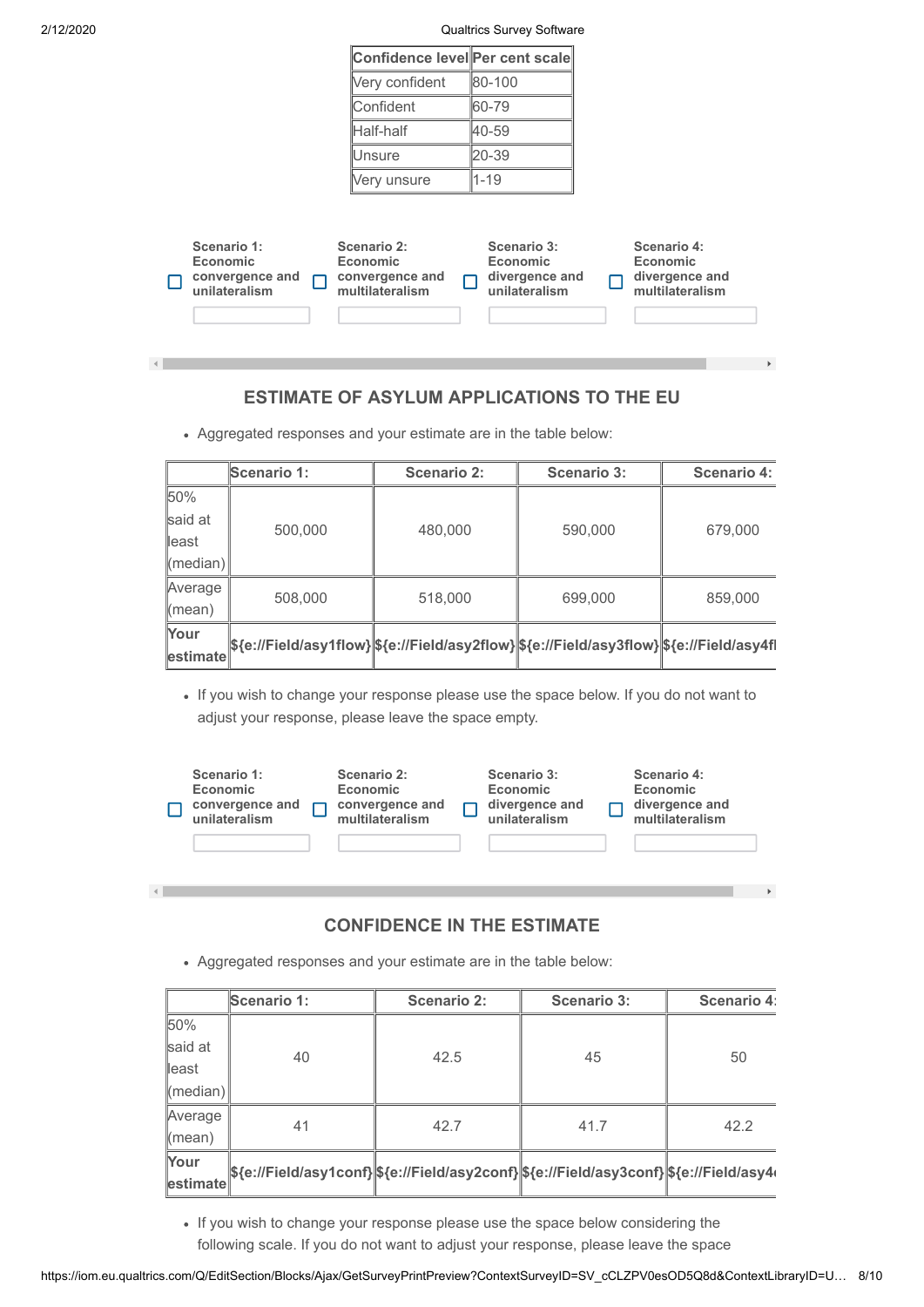| Confidence level | Per cent scale |
|---|---|
| Very confident | 80-100 |
| Confident | 60-79 |
| Half-half | 40-59 |
| Unsure | 20-39 |
| Very unsure | 1-19 |

- [ ] **Scenario 1: Economic convergence and unilateralism**
- [ ] **Scenario 2: Economic convergence and multilateralism**
- [ ] **Scenario 3: Economic divergence and unilateralism**
- [ ] **Scenario 4: Economic divergence and multilateralism**

## ESTIMATE OF ASYLUM APPLICATIONS TO THE EU

- Aggregated responses and your estimate are in the table below:

| | Scenario 1: | Scenario 2: | Scenario 3: | Scenario 4: |
|---|---|---|---|---|
| 50% said at least (median) | 500,000 | 480,000 | 590,000 | 679,000 |
| Average (mean) | 508,000 | 518,000 | 699,000 | 859,000 |
| **Your estimate** | **${e://Field/asy1flow}** | **${e://Field/asy2flow}** | **${e://Field/asy3flow}** | **${e://Field/asy4fl** |

- If you wish to change your response please use the space below. If you do not want to adjust your response, please leave the space empty.

- [ ] **Scenario 1: Economic convergence and unilateralism**
- [ ] **Scenario 2: Economic convergence and multilateralism**
- [ ] **Scenario 3: Economic divergence and unilateralism**
- [ ] **Scenario 4: Economic divergence and multilateralism**

## CONFIDENCE IN THE ESTIMATE

- Aggregated responses and your estimate are in the table below:

| | Scenario 1: | Scenario 2: | Scenario 3: | Scenario 4: |
|---|---|---|---|---|
| 50% said at least (median) | 40 | 42.5 | 45 | 50 |
| Average (mean) | 41 | 42.7 | 41.7 | 42.2 |
| **Your estimate** | **${e://Field/asy1conf}** | **${e://Field/asy2conf}** | **${e://Field/asy3conf}** | **${e://Field/asy4** |

- If you wish to change your response please use the space below considering the following scale. If you do not want to adjust your response, please leave the space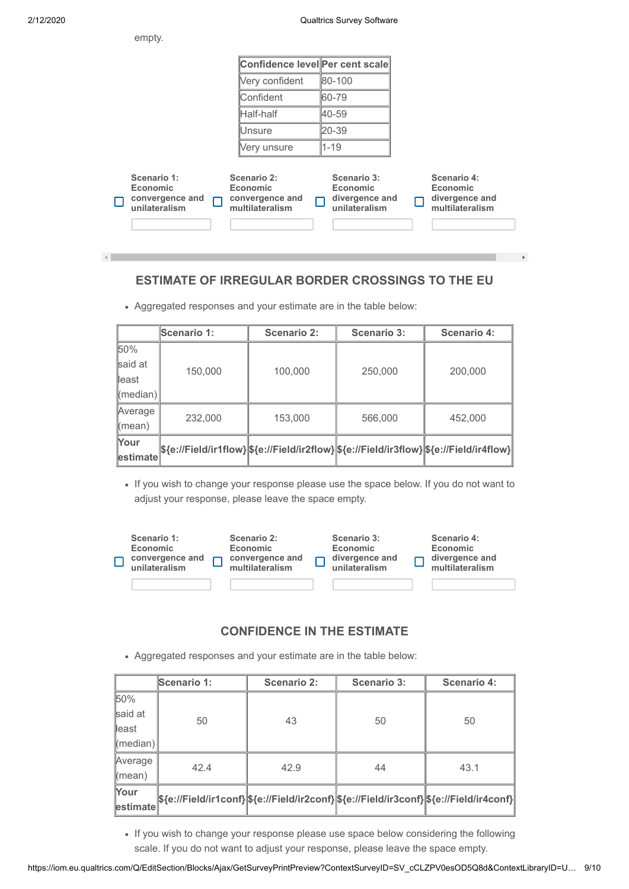empty.

| Confidence level | Per cent scale |
|---|---|
| Very confident | 80-100 |
| Confident | 60-79 |
| Half-half | 40-59 |
| Unsure | 20-39 |
| Very unsure | 1-19 |

☐ **Scenario 1: Economic convergence and unilateralism** ☐ **Scenario 2: Economic convergence and multilateralism** ☐ **Scenario 3: Economic divergence and unilateralism** ☐ **Scenario 4: Economic divergence and multilateralism**

## ESTIMATE OF IRREGULAR BORDER CROSSINGS TO THE EU

- Aggregated responses and your estimate are in the table below:

| | Scenario 1: | Scenario 2: | Scenario 3: | Scenario 4: |
|---|---|---|---|---|
| 50% said at least (median) | 150,000 | 100,000 | 250,000 | 200,000 |
| Average (mean) | 232,000 | 153,000 | 566,000 | 452,000 |
| **Your estimate** | **${e://Field/ir1flow}** | **${e://Field/ir2flow}** | **${e://Field/ir3flow}** | **${e://Field/ir4flow}** |

- If you wish to change your response please use the space below. If you do not want to adjust your response, please leave the space empty.

☐ **Scenario 1: Economic convergence and unilateralism** ☐ **Scenario 2: Economic convergence and multilateralism** ☐ **Scenario 3: Economic divergence and unilateralism** ☐ **Scenario 4: Economic divergence and multilateralism**

## CONFIDENCE IN THE ESTIMATE

- Aggregated responses and your estimate are in the table below:

| | Scenario 1: | Scenario 2: | Scenario 3: | Scenario 4: |
|---|---|---|---|---|
| 50% said at least (median) | 50 | 43 | 50 | 50 |
| Average (mean) | 42.4 | 42.9 | 44 | 43.1 |
| **Your estimate** | **${e://Field/ir1conf}** | **${e://Field/ir2conf}** | **${e://Field/ir3conf}** | **${e://Field/ir4conf}** |

- If you wish to change your response please use space below considering the following scale. If you do not want to adjust your response, please leave the space empty.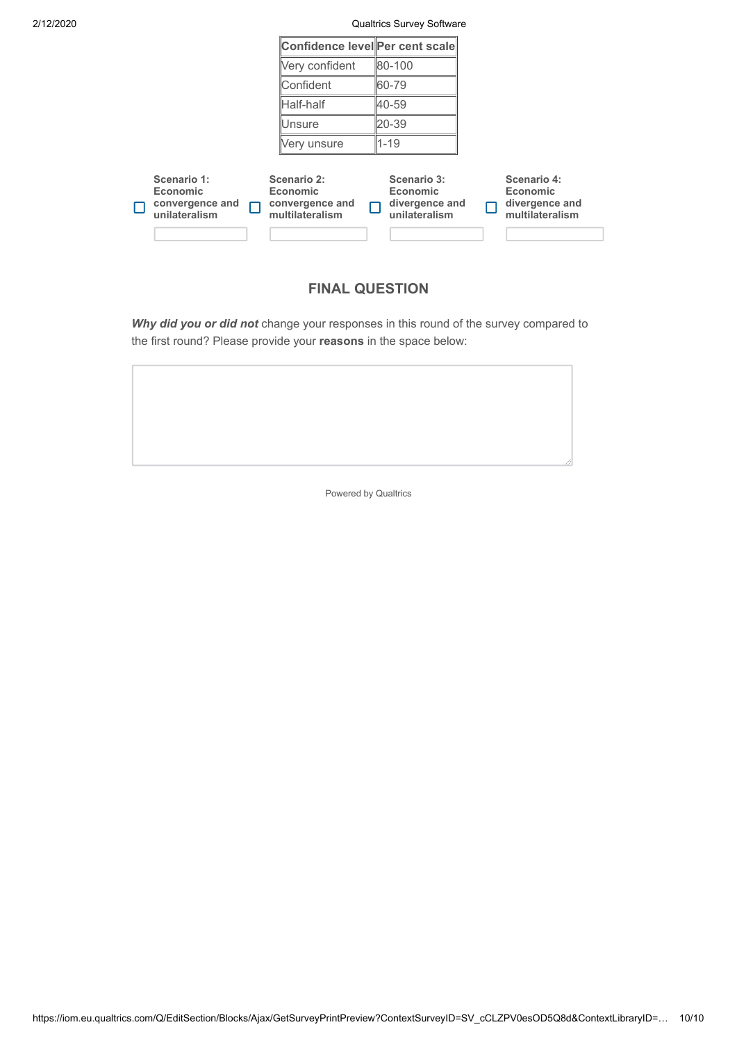| Confidence level | Per cent scale |
|---|---|
| Very confident | 80-100 |
| Confident | 60-79 |
| Half-half | 40-59 |
| Unsure | 20-39 |
| Very unsure | 1-19 |

- ☐ **Scenario 1: Economic convergence and unilateralism**
- ☐ **Scenario 2: Economic convergence and multilateralism**
- ☐ **Scenario 3: Economic divergence and unilateralism**
- ☐ **Scenario 4: Economic divergence and multilateralism**

## FINAL QUESTION

***Why did you or did not*** change your responses in this round of the survey compared to the first round? Please provide your **reasons** in the space below:

Powered by Qualtrics